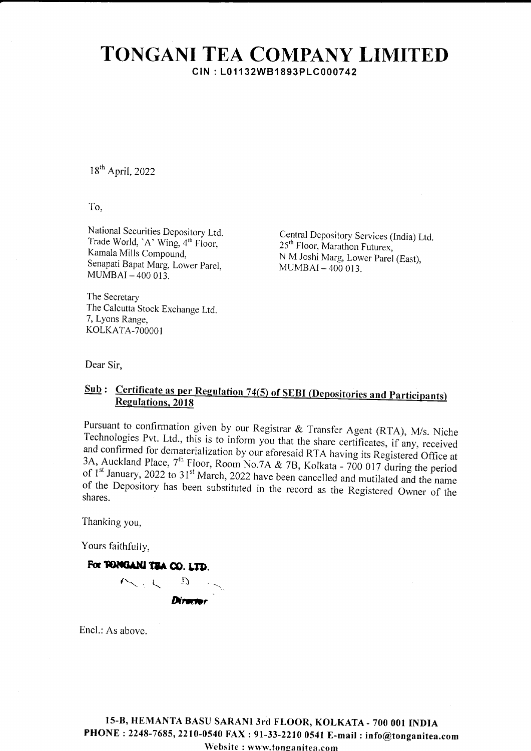# TONGANI TEA COMPANY LIMITED

**CIN : L01132WB1893PLC000742**

18th April, 2022

To,

National Securities Depository Ltd.
Trade World, 'A' Wing, 4th Floor,
Kamala Mills Compound,
Senapati Bapat Marg, Lower Parel,
MUMBAI – 400 013.

Central Depository Services (India) Ltd.
25th Floor, Marathon Futurex,
N M Joshi Marg, Lower Parel (East),
MUMBAI – 400 013.

The Secretary
The Calcutta Stock Exchange Ltd.
7, Lyons Range,
KOLKATA-700001

Dear Sir,

**Sub : Certificate as per Regulation 74(5) of SEBI (Depositories and Participants) Regulations, 2018**

Pursuant to confirmation given by our Registrar & Transfer Agent (RTA), M/s. Niche Technologies Pvt. Ltd., this is to inform you that the share certificates, if any, received and confirmed for dematerialization by our aforesaid RTA having its Registered Office at 3A, Auckland Place, 7th Floor, Room No.7A & 7B, Kolkata - 700 017 during the period of 1st January, 2022 to 31st March, 2022 have been cancelled and mutilated and the name of the Depository has been substituted in the record as the Registered Owner of the shares.

Thanking you,

Yours faithfully,

**For TONGANI TEA CO. LTD.**

**Director**

Encl.: As above.

**15-B, HEMANTA BASU SARANI 3rd FLOOR, KOLKATA - 700 001 INDIA**
**PHONE : 2248-7685, 2210-0540 FAX : 91-33-2210 0541 E-mail : info@tonganitea.com**
**Website : www.tonganitea.com**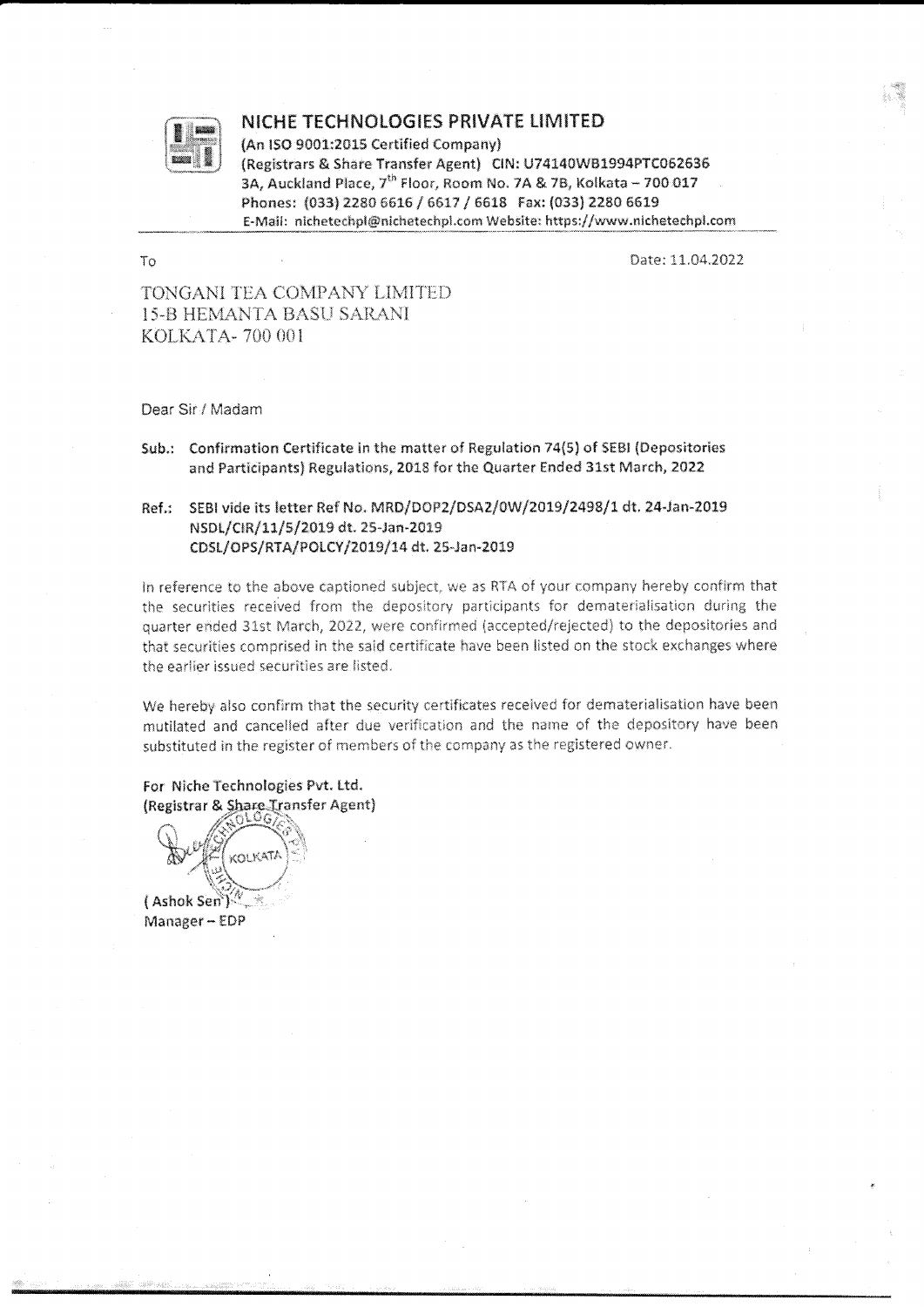# NICHE TECHNOLOGIES PRIVATE LIMITED

(An ISO 9001:2015 Certified Company)
(Registrars & Share Transfer Agent) CIN: U74140WB1994PTC062636
3A, Auckland Place, 7th Floor, Room No. 7A & 7B, Kolkata – 700 017
Phones: (033) 2280 6616 / 6617 / 6618 Fax: (033) 2280 6619
E-Mail: nichetechpl@nichetechpl.com Website: https://www.nichetechpl.com

To

Date: 11.04.2022

TONGANI TEA COMPANY LIMITED
15-B HEMANTA BASU SARANI
KOLKATA- 700 001

Dear Sir / Madam

**Sub.: Confirmation Certificate in the matter of Regulation 74(5) of SEBI (Depositories and Participants) Regulations, 2018 for the Quarter Ended 31st March, 2022**

**Ref.: SEBI vide its letter Ref No. MRD/DOP2/DSA2/OW/2019/2498/1 dt. 24-Jan-2019
NSDL/CIR/11/5/2019 dt. 25-Jan-2019
CDSL/OPS/RTA/POLCY/2019/14 dt. 25-Jan-2019**

In reference to the above captioned subject, we as RTA of your company hereby confirm that the securities received from the depository participants for dematerialisation during the quarter ended 31st March, 2022, were confirmed (accepted/rejected) to the depositories and that securities comprised in the said certificate have been listed on the stock exchanges where the earlier issued securities are listed.

We hereby also confirm that the security certificates received for dematerialisation have been mutilated and cancelled after due verification and the name of the depository have been substituted in the register of members of the company as the registered owner.

**For Niche Technologies Pvt. Ltd.
(Registrar & Share Transfer Agent)**

( Ashok Sen )
Manager – EDP